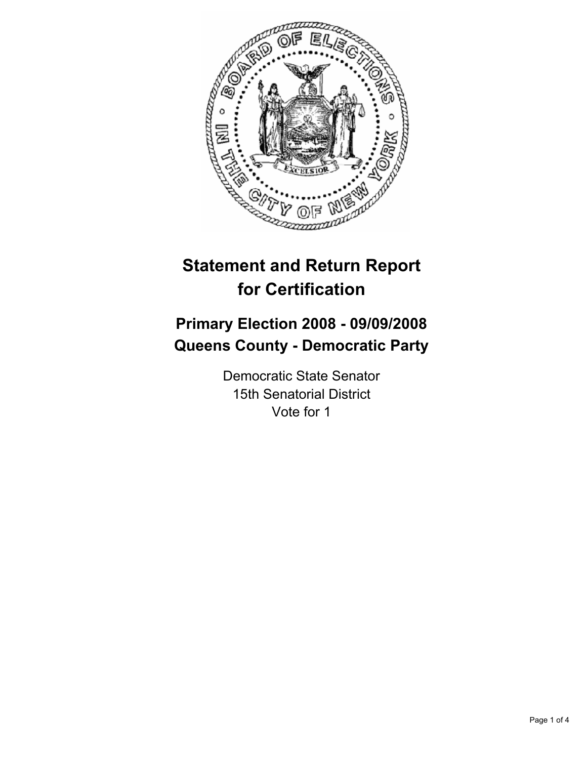# Statement and Return Report for Certification

## Primary Election 2008 - 09/09/2008
## Queens County - Democratic Party

Democratic State Senator
15th Senatorial District
Vote for 1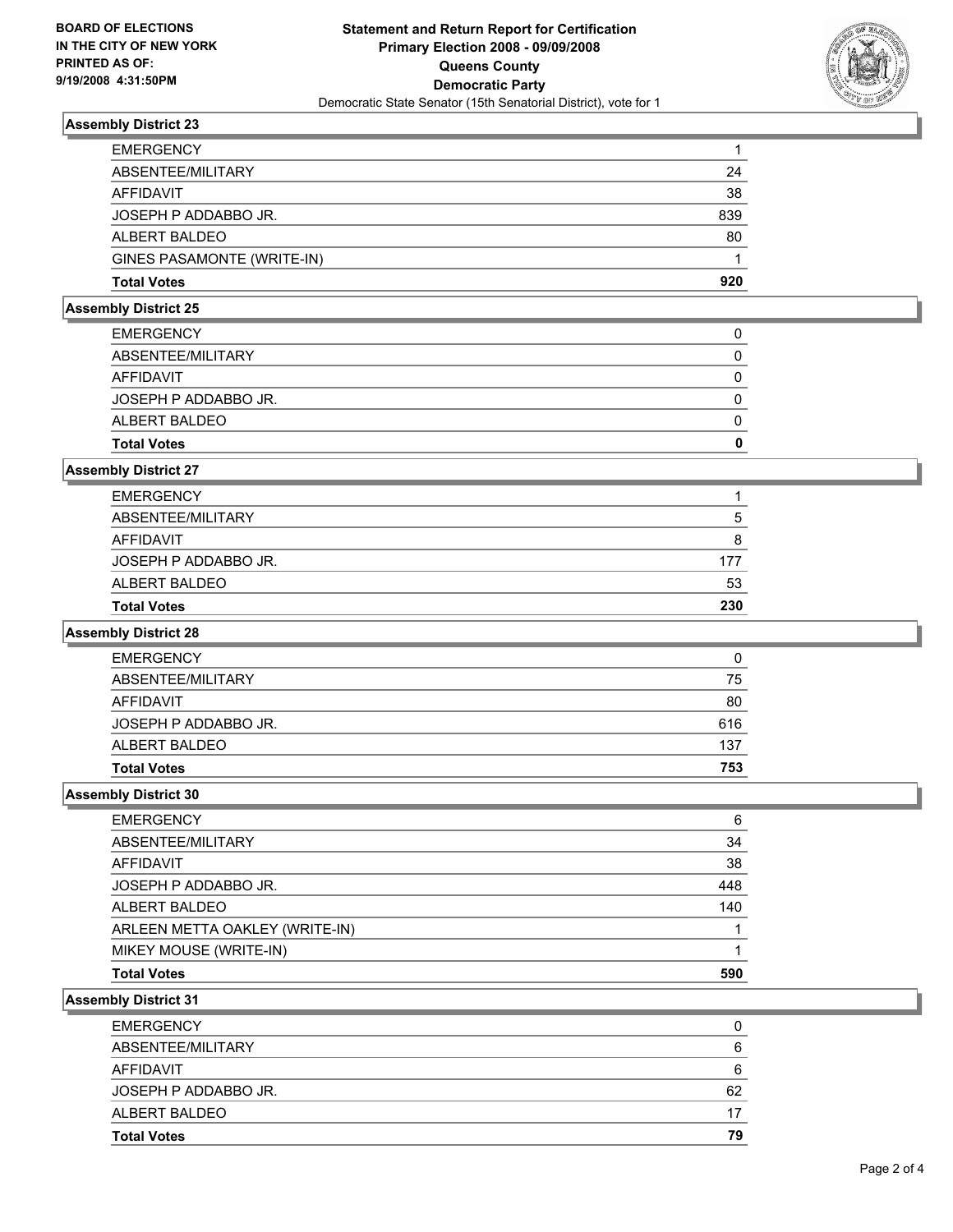BOARD OF ELECTIONS
IN THE CITY OF NEW YORK
PRINTED AS OF:
9/19/2008 4:31:50PM

# Statement and Return Report for Certification
## Primary Election 2008 - 09/09/2008
## Queens County
## Democratic Party
Democratic State Senator (15th Senatorial District), vote for 1

### Assembly District 23

| | |
|---|---|
| EMERGENCY | 1 |
| ABSENTEE/MILITARY | 24 |
| AFFIDAVIT | 38 |
| JOSEPH P ADDABBO JR. | 839 |
| ALBERT BALDEO | 80 |
| GINES PASAMONTE (WRITE-IN) | 1 |
| **Total Votes** | **920** |

### Assembly District 25

| | |
|---|---|
| EMERGENCY | 0 |
| ABSENTEE/MILITARY | 0 |
| AFFIDAVIT | 0 |
| JOSEPH P ADDABBO JR. | 0 |
| ALBERT BALDEO | 0 |
| **Total Votes** | **0** |

### Assembly District 27

| | |
|---|---|
| EMERGENCY | 1 |
| ABSENTEE/MILITARY | 5 |
| AFFIDAVIT | 8 |
| JOSEPH P ADDABBO JR. | 177 |
| ALBERT BALDEO | 53 |
| **Total Votes** | **230** |

### Assembly District 28

| | |
|---|---|
| EMERGENCY | 0 |
| ABSENTEE/MILITARY | 75 |
| AFFIDAVIT | 80 |
| JOSEPH P ADDABBO JR. | 616 |
| ALBERT BALDEO | 137 |
| **Total Votes** | **753** |

### Assembly District 30

| | |
|---|---|
| EMERGENCY | 6 |
| ABSENTEE/MILITARY | 34 |
| AFFIDAVIT | 38 |
| JOSEPH P ADDABBO JR. | 448 |
| ALBERT BALDEO | 140 |
| ARLEEN METTA OAKLEY (WRITE-IN) | 1 |
| MIKEY MOUSE (WRITE-IN) | 1 |
| **Total Votes** | **590** |

### Assembly District 31

| | |
|---|---|
| EMERGENCY | 0 |
| ABSENTEE/MILITARY | 6 |
| AFFIDAVIT | 6 |
| JOSEPH P ADDABBO JR. | 62 |
| ALBERT BALDEO | 17 |
| **Total Votes** | **79** |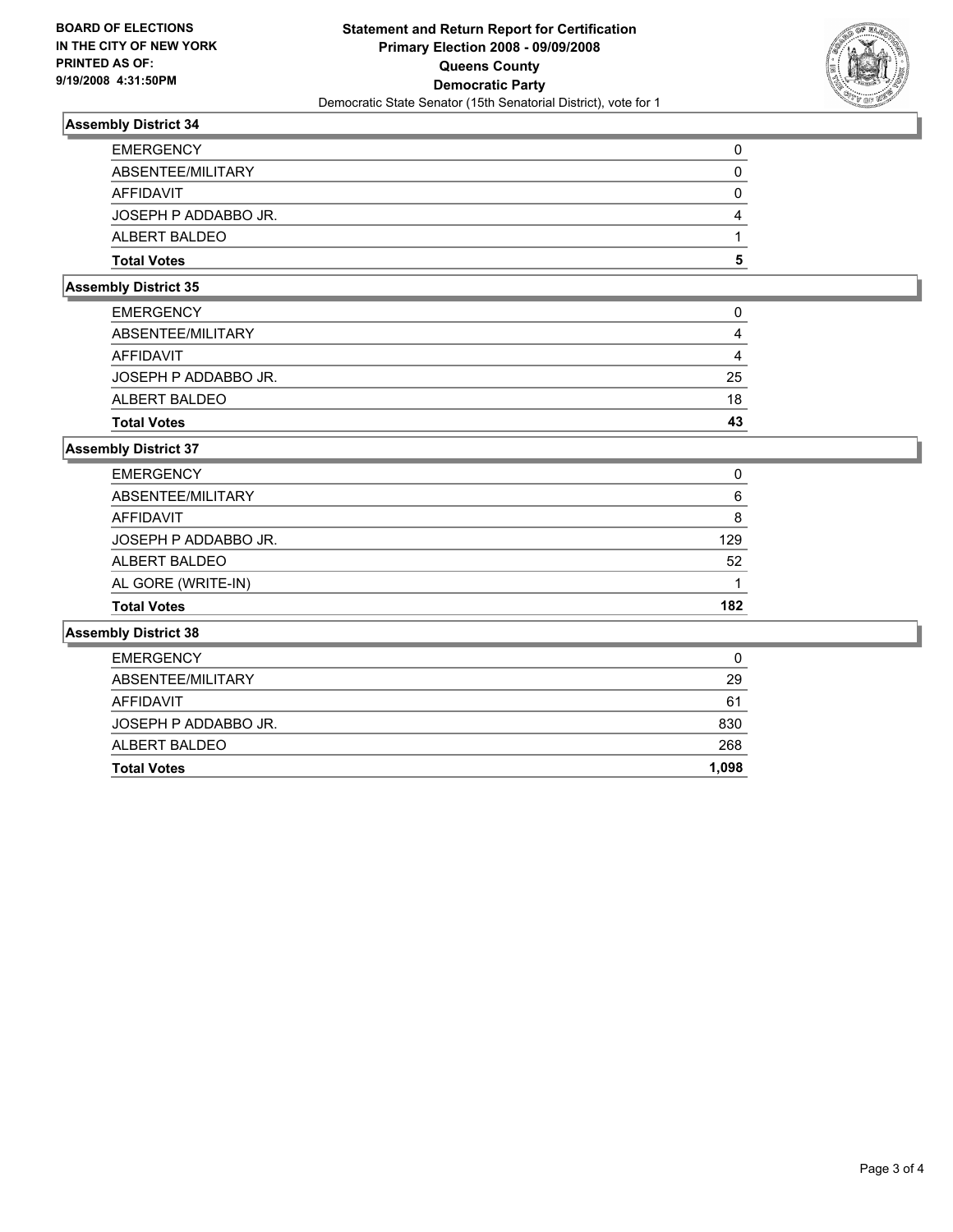**BOARD OF ELECTIONS IN THE CITY OF NEW YORK PRINTED AS OF: 9/19/2008 4:31:50PM**

# Statement and Return Report for Certification
## Primary Election 2008 - 09/09/2008
## Queens County
## Democratic Party
Democratic State Senator (15th Senatorial District), vote for 1

### Assembly District 34

| | |
|---|---|
| EMERGENCY | 0 |
| ABSENTEE/MILITARY | 0 |
| AFFIDAVIT | 0 |
| JOSEPH P ADDABBO JR. | 4 |
| ALBERT BALDEO | 1 |
| **Total Votes** | **5** |

### Assembly District 35

| | |
|---|---|
| EMERGENCY | 0 |
| ABSENTEE/MILITARY | 4 |
| AFFIDAVIT | 4 |
| JOSEPH P ADDABBO JR. | 25 |
| ALBERT BALDEO | 18 |
| **Total Votes** | **43** |

### Assembly District 37

| | |
|---|---|
| EMERGENCY | 0 |
| ABSENTEE/MILITARY | 6 |
| AFFIDAVIT | 8 |
| JOSEPH P ADDABBO JR. | 129 |
| ALBERT BALDEO | 52 |
| AL GORE (WRITE-IN) | 1 |
| **Total Votes** | **182** |

### Assembly District 38

| | |
|---|---|
| EMERGENCY | 0 |
| ABSENTEE/MILITARY | 29 |
| AFFIDAVIT | 61 |
| JOSEPH P ADDABBO JR. | 830 |
| ALBERT BALDEO | 268 |
| **Total Votes** | **1,098** |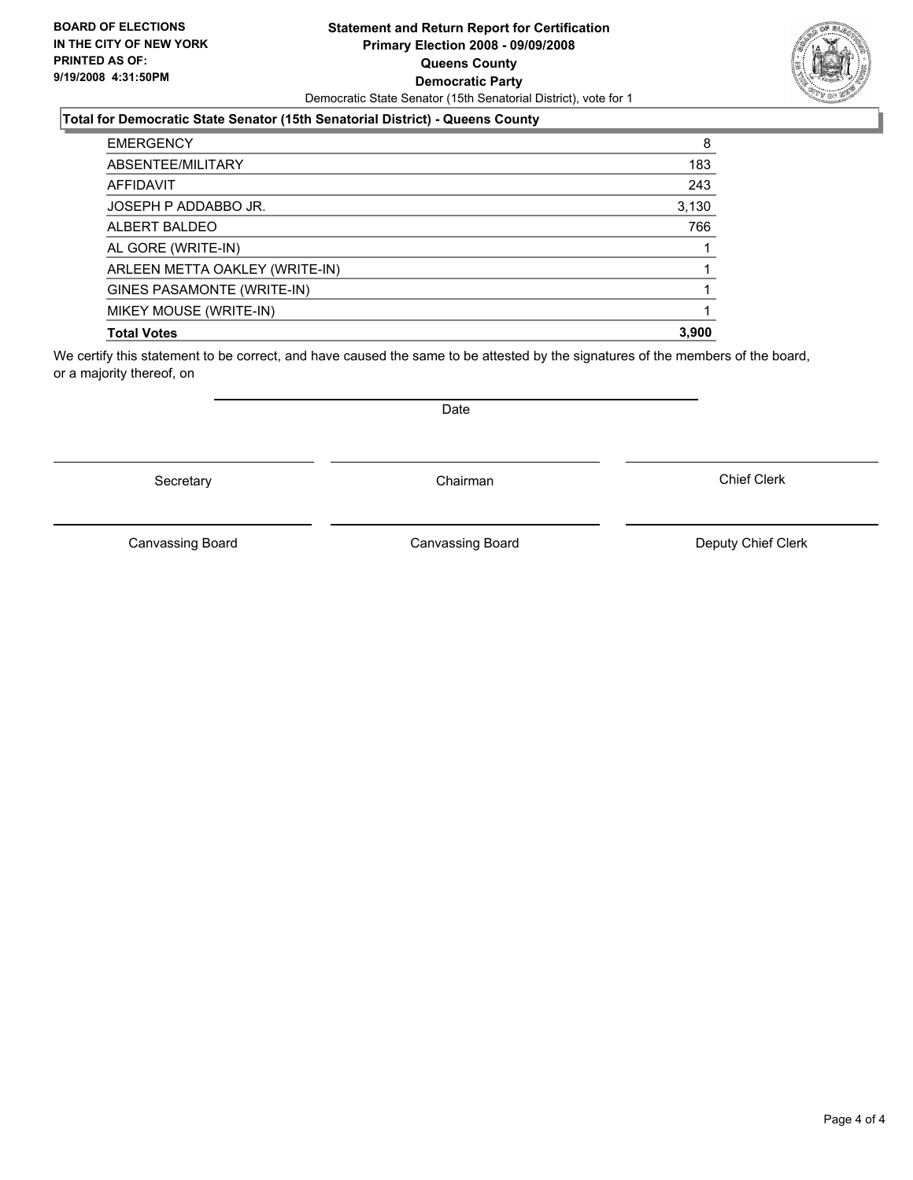**BOARD OF ELECTIONS IN THE CITY OF NEW YORK PRINTED AS OF: 9/19/2008 4:31:50PM**

**Statement and Return Report for Certification**
**Primary Election 2008 - 09/09/2008**
**Queens County**
**Democratic Party**
Democratic State Senator (15th Senatorial District), vote for 1

**Total for Democratic State Senator (15th Senatorial District) - Queens County**

| | |
|---|---|
| EMERGENCY | 8 |
| ABSENTEE/MILITARY | 183 |
| AFFIDAVIT | 243 |
| JOSEPH P ADDABBO JR. | 3,130 |
| ALBERT BALDEO | 766 |
| AL GORE (WRITE-IN) | 1 |
| ARLEEN METTA OAKLEY (WRITE-IN) | 1 |
| GINES PASAMONTE (WRITE-IN) | 1 |
| MIKEY MOUSE (WRITE-IN) | 1 |
| **Total Votes** | **3,900** |

We certify this statement to be correct, and have caused the same to be attested by the signatures of the members of the board, or a majority thereof, on

Date

Secretary

Chairman

Chief Clerk

Canvassing Board

Canvassing Board

Deputy Chief Clerk